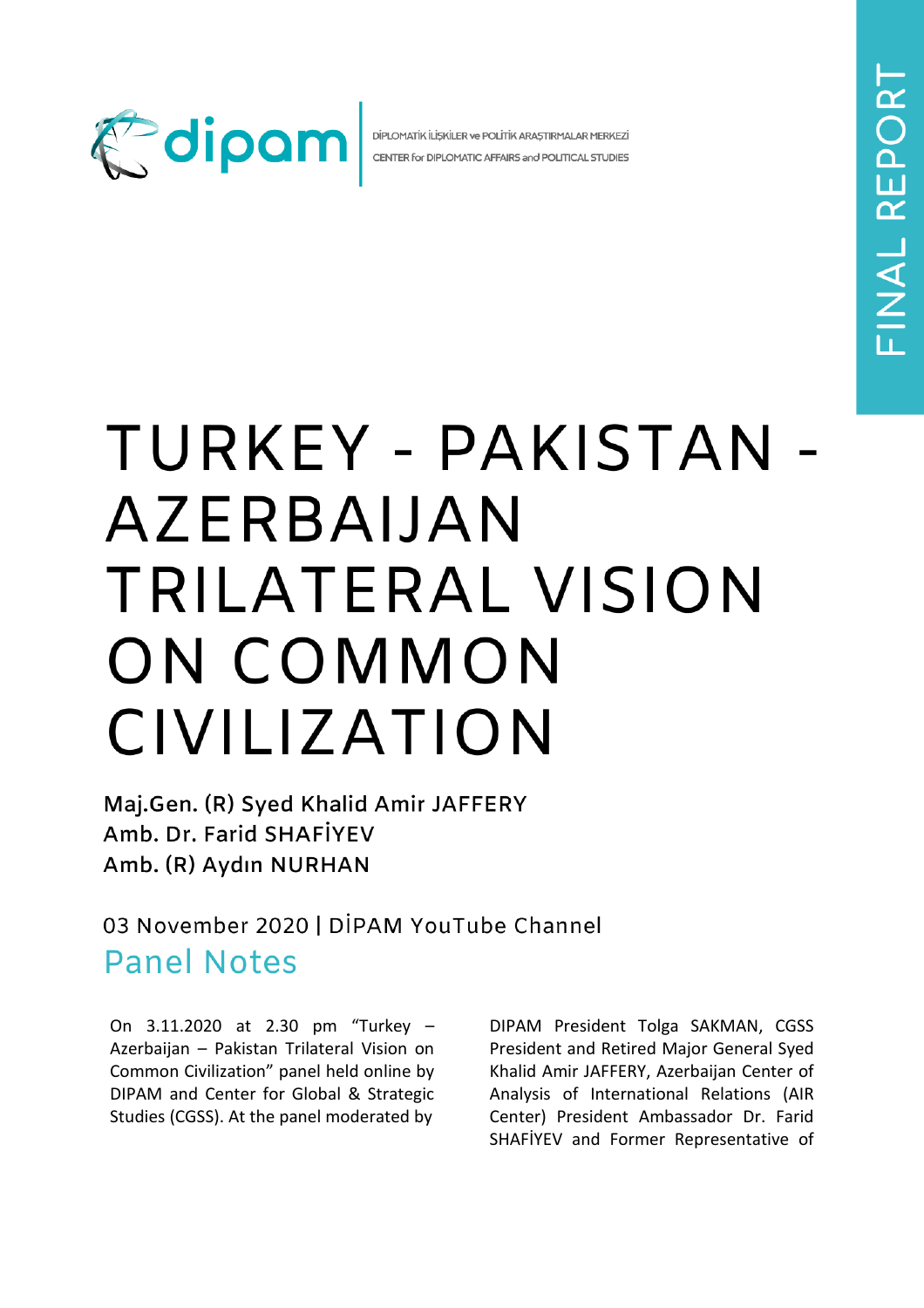DİPLOMATİK İLİŞKİLER ve POLİTİK ARAŞTIRMALAR MERKEZİ
CENTER for DIPLOMATIC AFFAIRS and POLITICAL STUDIES

FINAL REPORT

# TURKEY - PAKISTAN - AZERBAIJAN TRILATERAL VISION ON COMMON CIVILIZATION

**Maj.Gen. (R) Syed Khalid Amir JAFFERY**
**Amb. Dr. Farid SHAFİYEV**
**Amb. (R) Aydın NURHAN**

03 November 2020 | DİPAM YouTube Channel

## Panel Notes

On 3.11.2020 at 2.30 pm "Turkey – Azerbaijan – Pakistan Trilateral Vision on Common Civilization" panel held online by DIPAM and Center for Global & Strategic Studies (CGSS). At the panel moderated by DIPAM President Tolga SAKMAN, CGSS President and Retired Major General Syed Khalid Amir JAFFERY, Azerbaijan Center of Analysis of International Relations (AIR Center) President Ambassador Dr. Farid SHAFİYEV and Former Representative of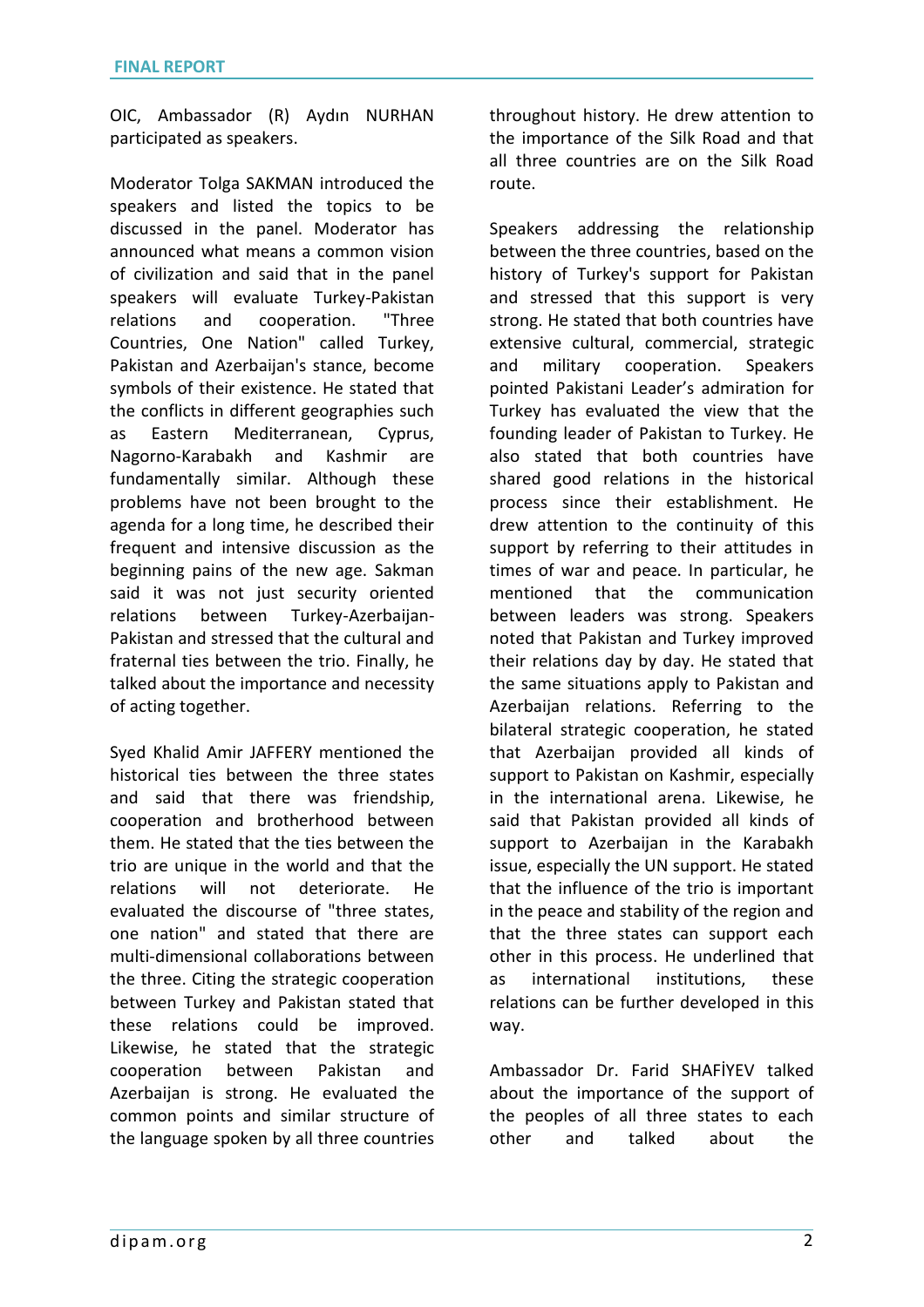OIC, Ambassador (R) Aydın NURHAN participated as speakers.

Moderator Tolga SAKMAN introduced the speakers and listed the topics to be discussed in the panel. Moderator has announced what means a common vision of civilization and said that in the panel speakers will evaluate Turkey-Pakistan relations and cooperation. "Three Countries, One Nation" called Turkey, Pakistan and Azerbaijan's stance, become symbols of their existence. He stated that the conflicts in different geographies such as Eastern Mediterranean, Cyprus, Nagorno-Karabakh and Kashmir are fundamentally similar. Although these problems have not been brought to the agenda for a long time, he described their frequent and intensive discussion as the beginning pains of the new age. Sakman said it was not just security oriented relations between Turkey-Azerbaijan-Pakistan and stressed that the cultural and fraternal ties between the trio. Finally, he talked about the importance and necessity of acting together.

Syed Khalid Amir JAFFERY mentioned the historical ties between the three states and said that there was friendship, cooperation and brotherhood between them. He stated that the ties between the trio are unique in the world and that the relations will not deteriorate. He evaluated the discourse of "three states, one nation" and stated that there are multi-dimensional collaborations between the three. Citing the strategic cooperation between Turkey and Pakistan stated that these relations could be improved. Likewise, he stated that the strategic cooperation between Pakistan and Azerbaijan is strong. He evaluated the common points and similar structure of the language spoken by all three countries throughout history. He drew attention to the importance of the Silk Road and that all three countries are on the Silk Road route.

Speakers addressing the relationship between the three countries, based on the history of Turkey's support for Pakistan and stressed that this support is very strong. He stated that both countries have extensive cultural, commercial, strategic and military cooperation. Speakers pointed Pakistani Leader's admiration for Turkey has evaluated the view that the founding leader of Pakistan to Turkey. He also stated that both countries have shared good relations in the historical process since their establishment. He drew attention to the continuity of this support by referring to their attitudes in times of war and peace. In particular, he mentioned that the communication between leaders was strong. Speakers noted that Pakistan and Turkey improved their relations day by day. He stated that the same situations apply to Pakistan and Azerbaijan relations. Referring to the bilateral strategic cooperation, he stated that Azerbaijan provided all kinds of support to Pakistan on Kashmir, especially in the international arena. Likewise, he said that Pakistan provided all kinds of support to Azerbaijan in the Karabakh issue, especially the UN support. He stated that the influence of the trio is important in the peace and stability of the region and that the three states can support each other in this process. He underlined that as international institutions, these relations can be further developed in this way.

Ambassador Dr. Farid SHAFİYEV talked about the importance of the support of the peoples of all three states to each other and talked about the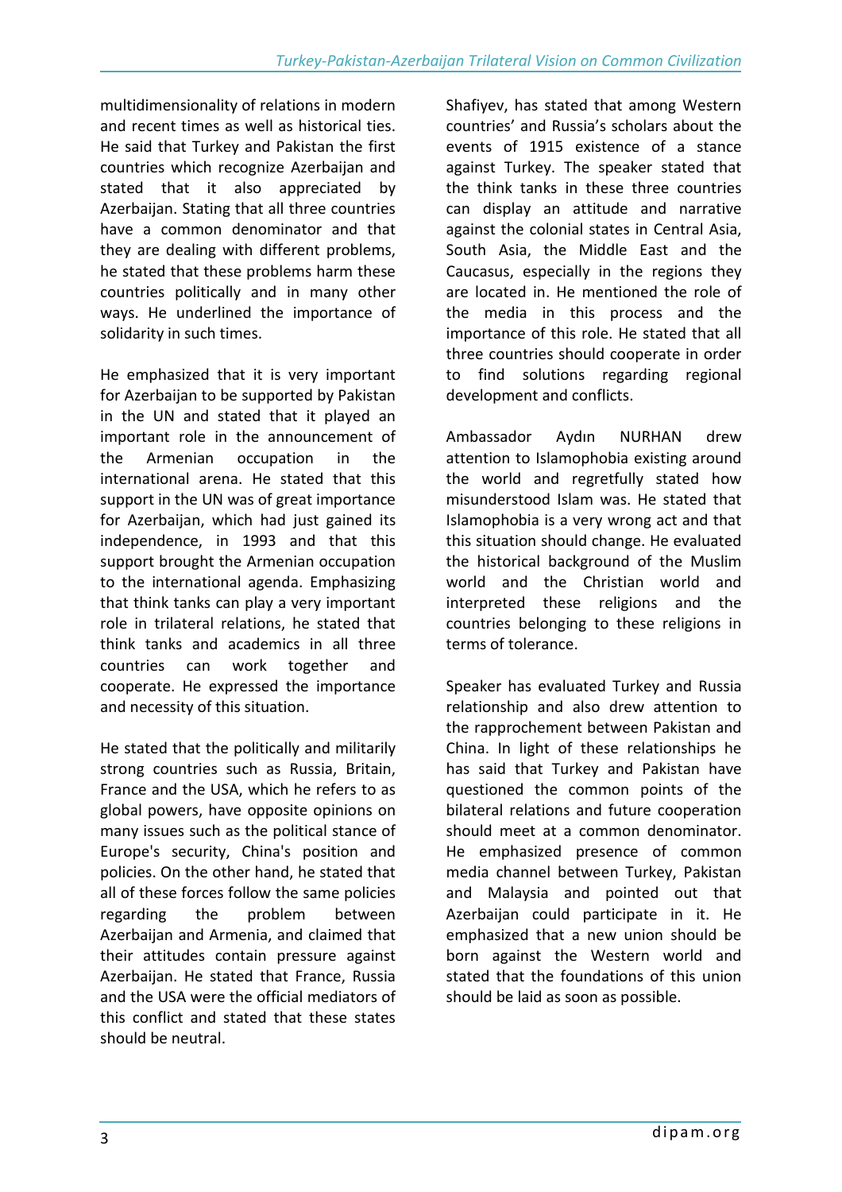multidimensionality of relations in modern and recent times as well as historical ties. He said that Turkey and Pakistan the first countries which recognize Azerbaijan and stated that it also appreciated by Azerbaijan. Stating that all three countries have a common denominator and that they are dealing with different problems, he stated that these problems harm these countries politically and in many other ways. He underlined the importance of solidarity in such times.

He emphasized that it is very important for Azerbaijan to be supported by Pakistan in the UN and stated that it played an important role in the announcement of the Armenian occupation in the international arena. He stated that this support in the UN was of great importance for Azerbaijan, which had just gained its independence, in 1993 and that this support brought the Armenian occupation to the international agenda. Emphasizing that think tanks can play a very important role in trilateral relations, he stated that think tanks and academics in all three countries can work together and cooperate. He expressed the importance and necessity of this situation.

He stated that the politically and militarily strong countries such as Russia, Britain, France and the USA, which he refers to as global powers, have opposite opinions on many issues such as the political stance of Europe's security, China's position and policies. On the other hand, he stated that all of these forces follow the same policies regarding the problem between Azerbaijan and Armenia, and claimed that their attitudes contain pressure against Azerbaijan. He stated that France, Russia and the USA were the official mediators of this conflict and stated that these states should be neutral.

Shafiyev, has stated that among Western countries' and Russia's scholars about the events of 1915 existence of a stance against Turkey. The speaker stated that the think tanks in these three countries can display an attitude and narrative against the colonial states in Central Asia, South Asia, the Middle East and the Caucasus, especially in the regions they are located in. He mentioned the role of the media in this process and the importance of this role. He stated that all three countries should cooperate in order to find solutions regarding regional development and conflicts.

Ambassador Aydın NURHAN drew attention to Islamophobia existing around the world and regretfully stated how misunderstood Islam was. He stated that Islamophobia is a very wrong act and that this situation should change. He evaluated the historical background of the Muslim world and the Christian world and interpreted these religions and the countries belonging to these religions in terms of tolerance.

Speaker has evaluated Turkey and Russia relationship and also drew attention to the rapprochement between Pakistan and China. In light of these relationships he has said that Turkey and Pakistan have questioned the common points of the bilateral relations and future cooperation should meet at a common denominator. He emphasized presence of common media channel between Turkey, Pakistan and Malaysia and pointed out that Azerbaijan could participate in it. He emphasized that a new union should be born against the Western world and stated that the foundations of this union should be laid as soon as possible.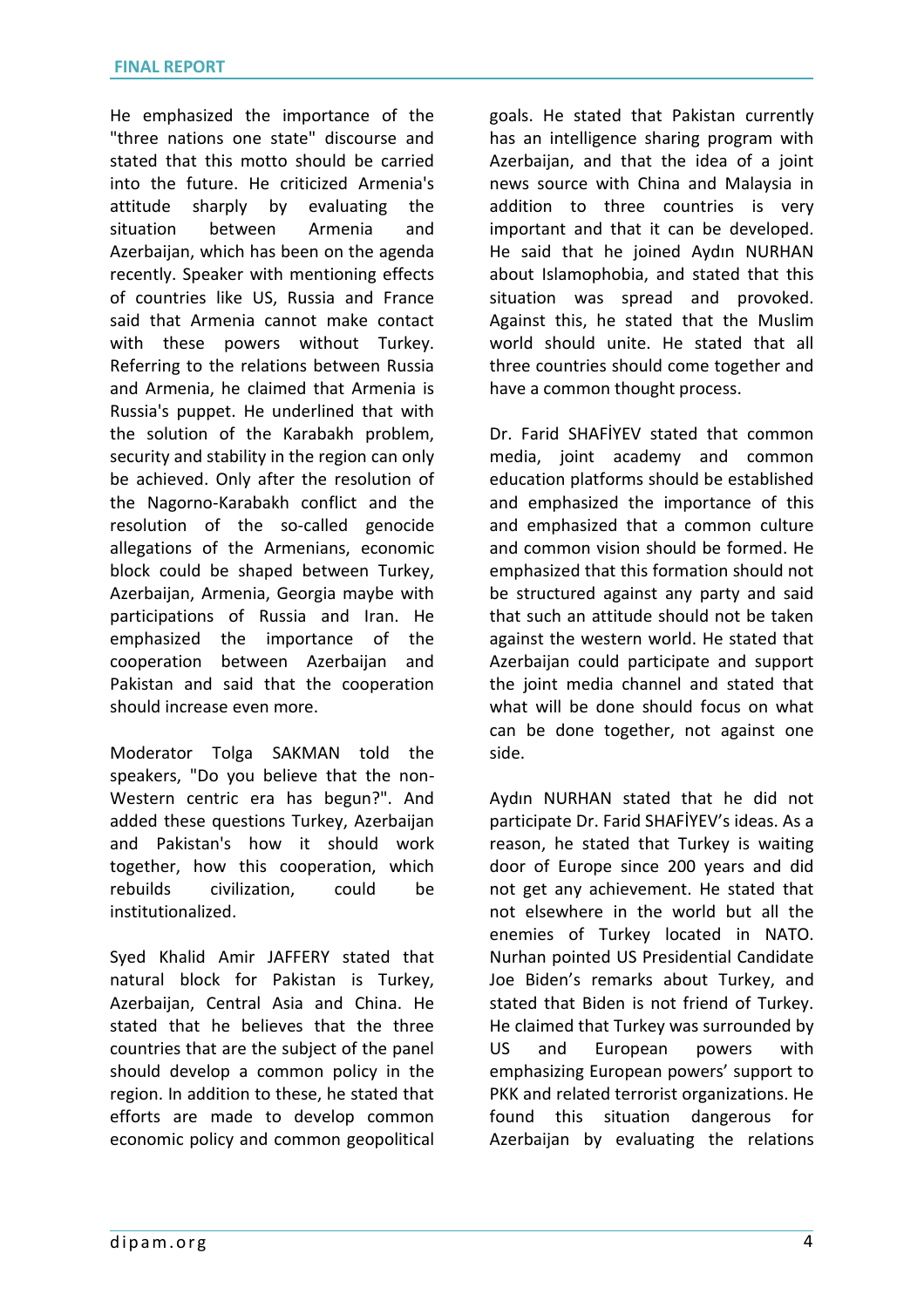He emphasized the importance of the "three nations one state" discourse and stated that this motto should be carried into the future. He criticized Armenia's attitude sharply by evaluating the situation between Armenia and Azerbaijan, which has been on the agenda recently. Speaker with mentioning effects of countries like US, Russia and France said that Armenia cannot make contact with these powers without Turkey. Referring to the relations between Russia and Armenia, he claimed that Armenia is Russia's puppet. He underlined that with the solution of the Karabakh problem, security and stability in the region can only be achieved. Only after the resolution of the Nagorno-Karabakh conflict and the resolution of the so-called genocide allegations of the Armenians, economic block could be shaped between Turkey, Azerbaijan, Armenia, Georgia maybe with participations of Russia and Iran. He emphasized the importance of the cooperation between Azerbaijan and Pakistan and said that the cooperation should increase even more.

Moderator Tolga SAKMAN told the speakers, "Do you believe that the non-Western centric era has begun?". And added these questions Turkey, Azerbaijan and Pakistan's how it should work together, how this cooperation, which rebuilds civilization, could be institutionalized.

Syed Khalid Amir JAFFERY stated that natural block for Pakistan is Turkey, Azerbaijan, Central Asia and China. He stated that he believes that the three countries that are the subject of the panel should develop a common policy in the region. In addition to these, he stated that efforts are made to develop common economic policy and common geopolitical goals. He stated that Pakistan currently has an intelligence sharing program with Azerbaijan, and that the idea of a joint news source with China and Malaysia in addition to three countries is very important and that it can be developed. He said that he joined Aydın NURHAN about Islamophobia, and stated that this situation was spread and provoked. Against this, he stated that the Muslim world should unite. He stated that all three countries should come together and have a common thought process.

Dr. Farid SHAFİYEV stated that common media, joint academy and common education platforms should be established and emphasized the importance of this and emphasized that a common culture and common vision should be formed. He emphasized that this formation should not be structured against any party and said that such an attitude should not be taken against the western world. He stated that Azerbaijan could participate and support the joint media channel and stated that what will be done should focus on what can be done together, not against one side.

Aydın NURHAN stated that he did not participate Dr. Farid SHAFİYEV's ideas. As a reason, he stated that Turkey is waiting door of Europe since 200 years and did not get any achievement. He stated that not elsewhere in the world but all the enemies of Turkey located in NATO. Nurhan pointed US Presidential Candidate Joe Biden's remarks about Turkey, and stated that Biden is not friend of Turkey. He claimed that Turkey was surrounded by US and European powers with emphasizing European powers' support to PKK and related terrorist organizations. He found this situation dangerous for Azerbaijan by evaluating the relations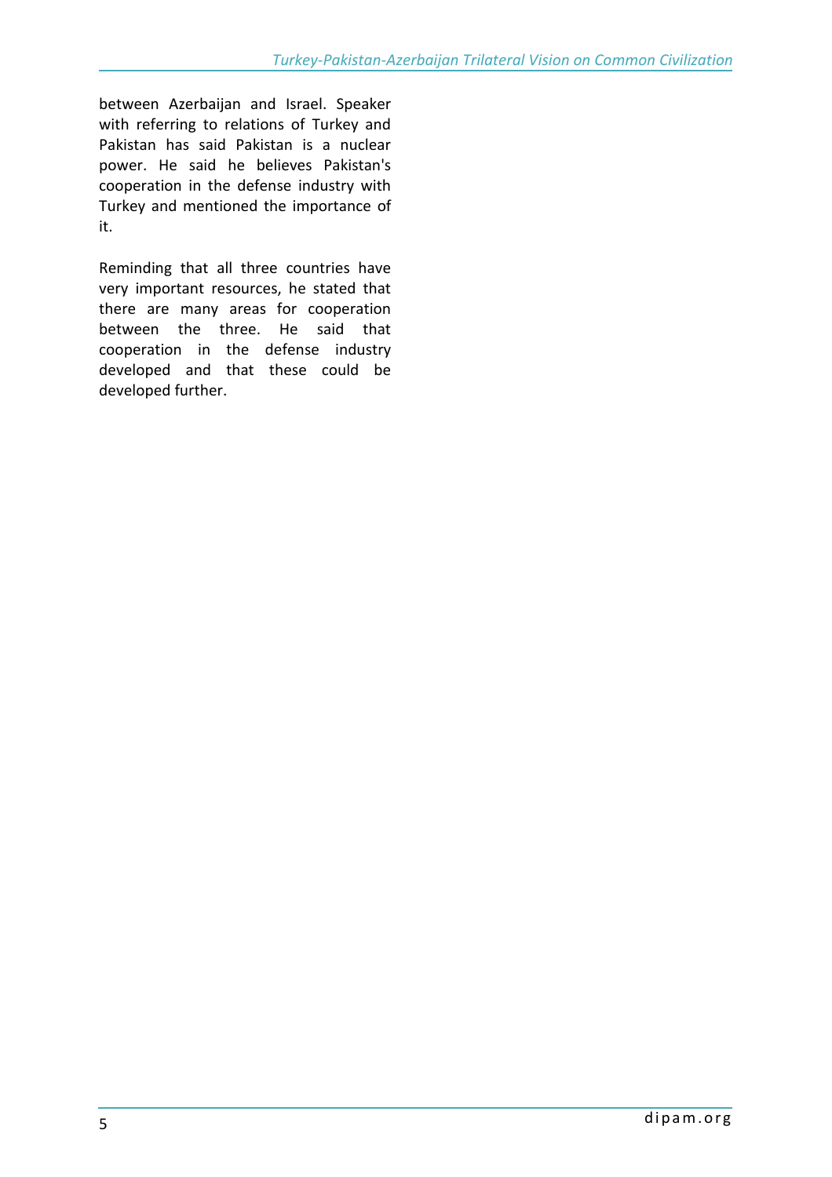between Azerbaijan and Israel. Speaker with referring to relations of Turkey and Pakistan has said Pakistan is a nuclear power. He said he believes Pakistan's cooperation in the defense industry with Turkey and mentioned the importance of it.

Reminding that all three countries have very important resources, he stated that there are many areas for cooperation between the three. He said that cooperation in the defense industry developed and that these could be developed further.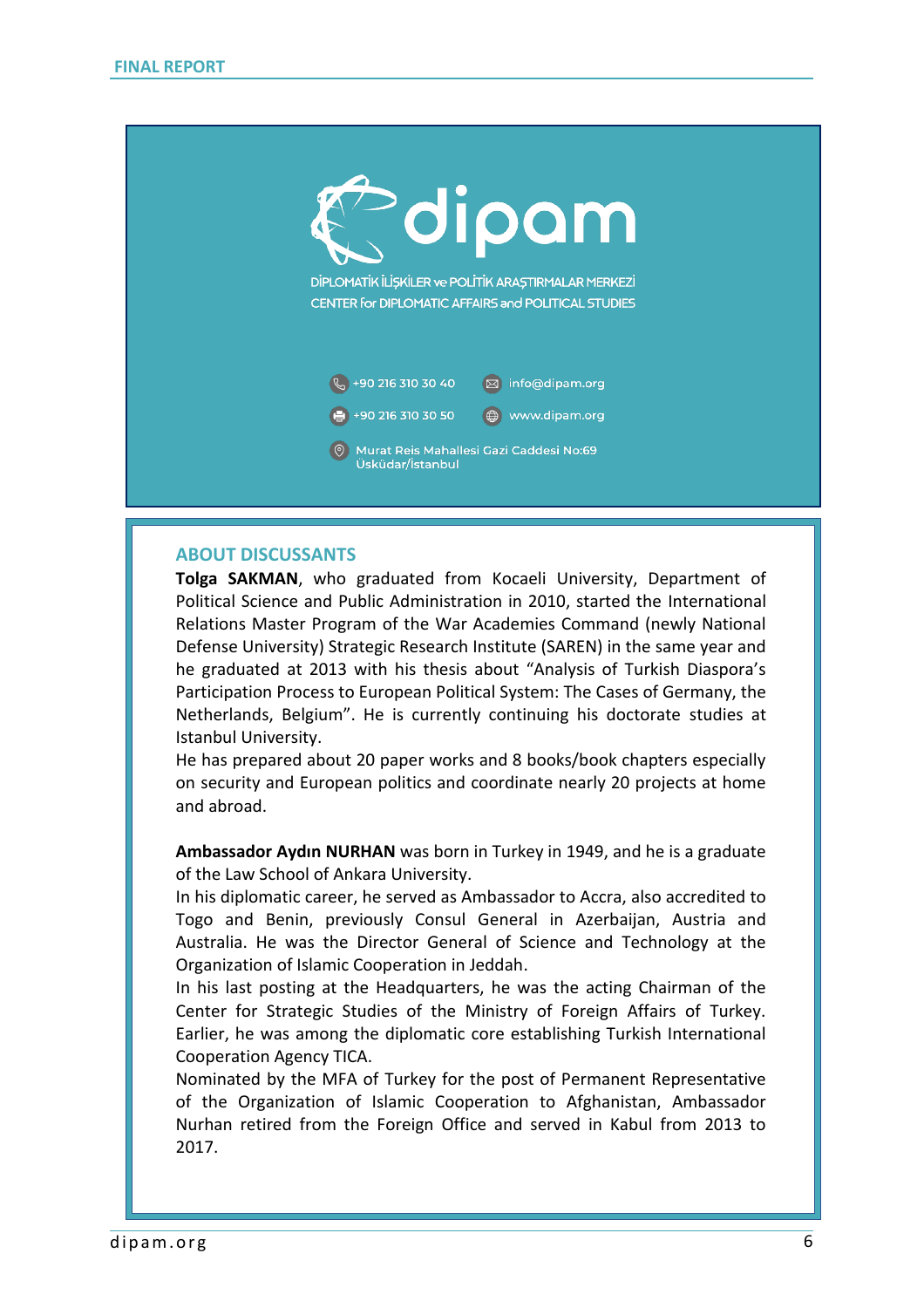dipam

DİPLOMATİK İLİŞKİLER ve POLİTİK ARAŞTIRMALAR MERKEZİ
CENTER for DIPLOMATIC AFFAIRS and POLITICAL STUDIES

+90 216 310 30 40
info@dipam.org
+90 216 310 30 50
www.dipam.org
Murat Reis Mahallesi Gazi Caddesi No:69
Üsküdar/İstanbul

## ABOUT DISCUSSANTS

**Tolga SAKMAN**, who graduated from Kocaeli University, Department of Political Science and Public Administration in 2010, started the International Relations Master Program of the War Academies Command (newly National Defense University) Strategic Research Institute (SAREN) in the same year and he graduated at 2013 with his thesis about "Analysis of Turkish Diaspora's Participation Process to European Political System: The Cases of Germany, the Netherlands, Belgium". He is currently continuing his doctorate studies at Istanbul University.
He has prepared about 20 paper works and 8 books/book chapters especially on security and European politics and coordinate nearly 20 projects at home and abroad.

**Ambassador Aydın NURHAN** was born in Turkey in 1949, and he is a graduate of the Law School of Ankara University.
In his diplomatic career, he served as Ambassador to Accra, also accredited to Togo and Benin, previously Consul General in Azerbaijan, Austria and Australia. He was the Director General of Science and Technology at the Organization of Islamic Cooperation in Jeddah.
In his last posting at the Headquarters, he was the acting Chairman of the Center for Strategic Studies of the Ministry of Foreign Affairs of Turkey. Earlier, he was among the diplomatic core establishing Turkish International Cooperation Agency TICA.
Nominated by the MFA of Turkey for the post of Permanent Representative of the Organization of Islamic Cooperation to Afghanistan, Ambassador Nurhan retired from the Foreign Office and served in Kabul from 2013 to 2017.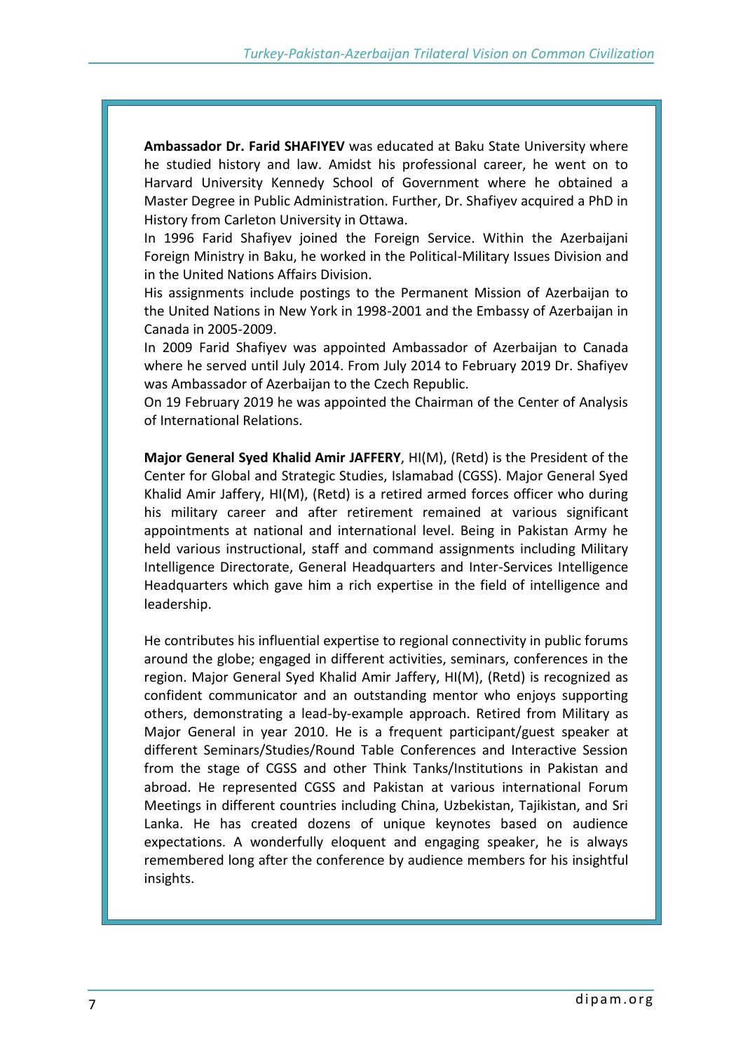**Ambassador Dr. Farid SHAFIYEV** was educated at Baku State University where he studied history and law. Amidst his professional career, he went on to Harvard University Kennedy School of Government where he obtained a Master Degree in Public Administration. Further, Dr. Shafiyev acquired a PhD in History from Carleton University in Ottawa.

In 1996 Farid Shafiyev joined the Foreign Service. Within the Azerbaijani Foreign Ministry in Baku, he worked in the Political-Military Issues Division and in the United Nations Affairs Division.

His assignments include postings to the Permanent Mission of Azerbaijan to the United Nations in New York in 1998-2001 and the Embassy of Azerbaijan in Canada in 2005-2009.

In 2009 Farid Shafiyev was appointed Ambassador of Azerbaijan to Canada where he served until July 2014. From July 2014 to February 2019 Dr. Shafiyev was Ambassador of Azerbaijan to the Czech Republic.

On 19 February 2019 he was appointed the Chairman of the Center of Analysis of International Relations.

**Major General Syed Khalid Amir JAFFERY**, HI(M), (Retd) is the President of the Center for Global and Strategic Studies, Islamabad (CGSS). Major General Syed Khalid Amir Jaffery, HI(M), (Retd) is a retired armed forces officer who during his military career and after retirement remained at various significant appointments at national and international level. Being in Pakistan Army he held various instructional, staff and command assignments including Military Intelligence Directorate, General Headquarters and Inter-Services Intelligence Headquarters which gave him a rich expertise in the field of intelligence and leadership.

He contributes his influential expertise to regional connectivity in public forums around the globe; engaged in different activities, seminars, conferences in the region. Major General Syed Khalid Amir Jaffery, HI(M), (Retd) is recognized as confident communicator and an outstanding mentor who enjoys supporting others, demonstrating a lead-by-example approach. Retired from Military as Major General in year 2010. He is a frequent participant/guest speaker at different Seminars/Studies/Round Table Conferences and Interactive Session from the stage of CGSS and other Think Tanks/Institutions in Pakistan and abroad. He represented CGSS and Pakistan at various international Forum Meetings in different countries including China, Uzbekistan, Tajikistan, and Sri Lanka. He has created dozens of unique keynotes based on audience expectations. A wonderfully eloquent and engaging speaker, he is always remembered long after the conference by audience members for his insightful insights.